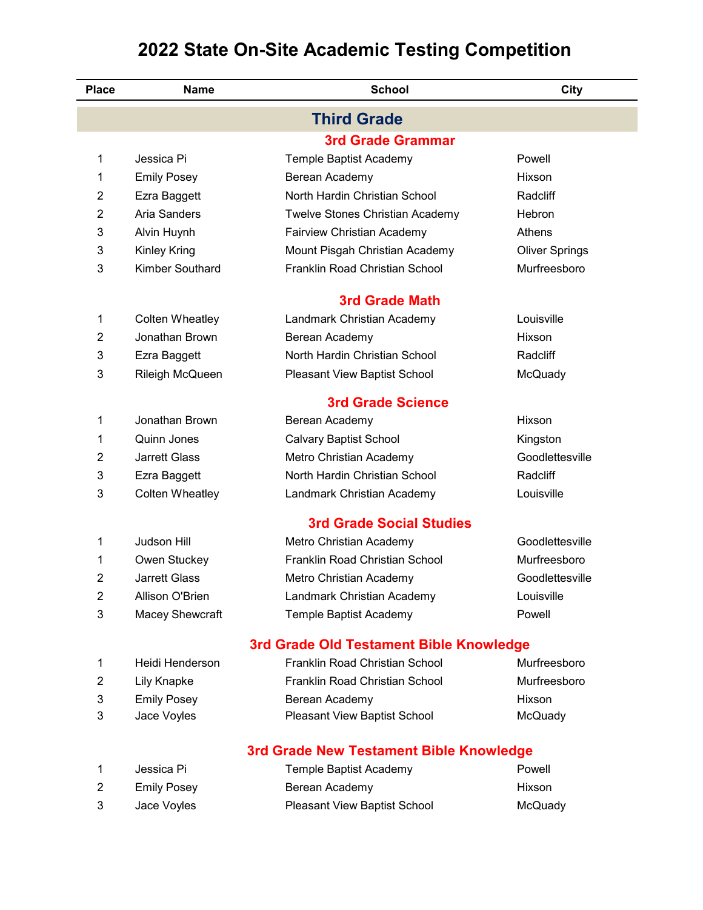# 2022 State On-Site Academic Testing Competition

| Place | Name | School | City |
|---|---|---|---|
| **Third Grade** | | | |
| **3rd Grade Grammar** | | | |
| 1 | Jessica Pi | Temple Baptist Academy | Powell |
| 1 | Emily Posey | Berean Academy | Hixson |
| 2 | Ezra Baggett | North Hardin Christian School | Radcliff |
| 2 | Aria Sanders | Twelve Stones Christian Academy | Hebron |
| 3 | Alvin Huynh | Fairview Christian Academy | Athens |
| 3 | Kinley Kring | Mount Pisgah Christian Academy | Oliver Springs |
| 3 | Kimber Southard | Franklin Road Christian School | Murfreesboro |
| **3rd Grade Math** | | | |
| 1 | Colten Wheatley | Landmark Christian Academy | Louisville |
| 2 | Jonathan Brown | Berean Academy | Hixson |
| 3 | Ezra Baggett | North Hardin Christian School | Radcliff |
| 3 | Rileigh McQueen | Pleasant View Baptist School | McQuady |
| **3rd Grade Science** | | | |
| 1 | Jonathan Brown | Berean Academy | Hixson |
| 1 | Quinn Jones | Calvary Baptist School | Kingston |
| 2 | Jarrett Glass | Metro Christian Academy | Goodlettesville |
| 3 | Ezra Baggett | North Hardin Christian School | Radcliff |
| 3 | Colten Wheatley | Landmark Christian Academy | Louisville |
| **3rd Grade Social Studies** | | | |
| 1 | Judson Hill | Metro Christian Academy | Goodlettesville |
| 1 | Owen Stuckey | Franklin Road Christian School | Murfreesboro |
| 2 | Jarrett Glass | Metro Christian Academy | Goodlettesville |
| 2 | Allison O'Brien | Landmark Christian Academy | Louisville |
| 3 | Macey Shewcraft | Temple Baptist Academy | Powell |
| **3rd Grade Old Testament Bible Knowledge** | | | |
| 1 | Heidi Henderson | Franklin Road Christian School | Murfreesboro |
| 2 | Lily Knapke | Franklin Road Christian School | Murfreesboro |
| 3 | Emily Posey | Berean Academy | Hixson |
| 3 | Jace Voyles | Pleasant View Baptist School | McQuady |
| **3rd Grade New Testament Bible Knowledge** | | | |
| 1 | Jessica Pi | Temple Baptist Academy | Powell |
| 2 | Emily Posey | Berean Academy | Hixson |
| 3 | Jace Voyles | Pleasant View Baptist School | McQuady |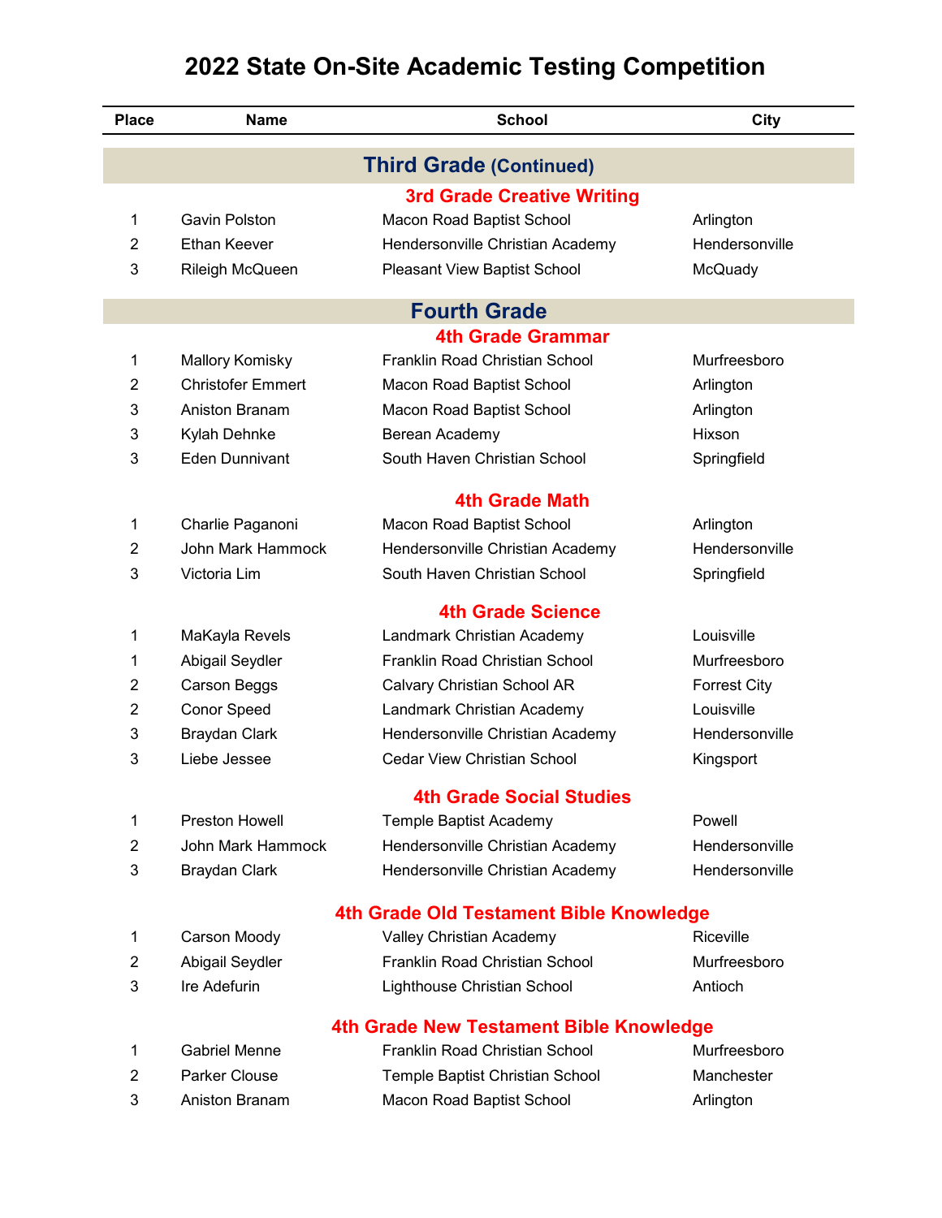# 2022 State On-Site Academic Testing Competition

| Place | Name | School | City |
|---|---|---|---|

## Third Grade (Continued)

### 3rd Grade Creative Writing

| Place | Name | School | City |
|---|---|---|---|
| 1 | Gavin Polston | Macon Road Baptist School | Arlington |
| 2 | Ethan Keever | Hendersonville Christian Academy | Hendersonville |
| 3 | Rileigh McQueen | Pleasant View Baptist School | McQuady |

## Fourth Grade

### 4th Grade Grammar

| Place | Name | School | City |
|---|---|---|---|
| 1 | Mallory Komisky | Franklin Road Christian School | Murfreesboro |
| 2 | Christofer Emmert | Macon Road Baptist School | Arlington |
| 3 | Aniston Branam | Macon Road Baptist School | Arlington |
| 3 | Kylah Dehnke | Berean Academy | Hixson |
| 3 | Eden Dunnivant | South Haven Christian School | Springfield |

### 4th Grade Math

| Place | Name | School | City |
|---|---|---|---|
| 1 | Charlie Paganoni | Macon Road Baptist School | Arlington |
| 2 | John Mark Hammock | Hendersonville Christian Academy | Hendersonville |
| 3 | Victoria Lim | South Haven Christian School | Springfield |

### 4th Grade Science

| Place | Name | School | City |
|---|---|---|---|
| 1 | MaKayla Revels | Landmark Christian Academy | Louisville |
| 1 | Abigail Seydler | Franklin Road Christian School | Murfreesboro |
| 2 | Carson Beggs | Calvary Christian School AR | Forrest City |
| 2 | Conor Speed | Landmark Christian Academy | Louisville |
| 3 | Braydan Clark | Hendersonville Christian Academy | Hendersonville |
| 3 | Liebe Jessee | Cedar View Christian School | Kingsport |

### 4th Grade Social Studies

| Place | Name | School | City |
|---|---|---|---|
| 1 | Preston Howell | Temple Baptist Academy | Powell |
| 2 | John Mark Hammock | Hendersonville Christian Academy | Hendersonville |
| 3 | Braydan Clark | Hendersonville Christian Academy | Hendersonville |

### 4th Grade Old Testament Bible Knowledge

| Place | Name | School | City |
|---|---|---|---|
| 1 | Carson Moody | Valley Christian Academy | Riceville |
| 2 | Abigail Seydler | Franklin Road Christian School | Murfreesboro |
| 3 | Ire Adefurin | Lighthouse Christian School | Antioch |

### 4th Grade New Testament Bible Knowledge

| Place | Name | School | City |
|---|---|---|---|
| 1 | Gabriel Menne | Franklin Road Christian School | Murfreesboro |
| 2 | Parker Clouse | Temple Baptist Christian School | Manchester |
| 3 | Aniston Branam | Macon Road Baptist School | Arlington |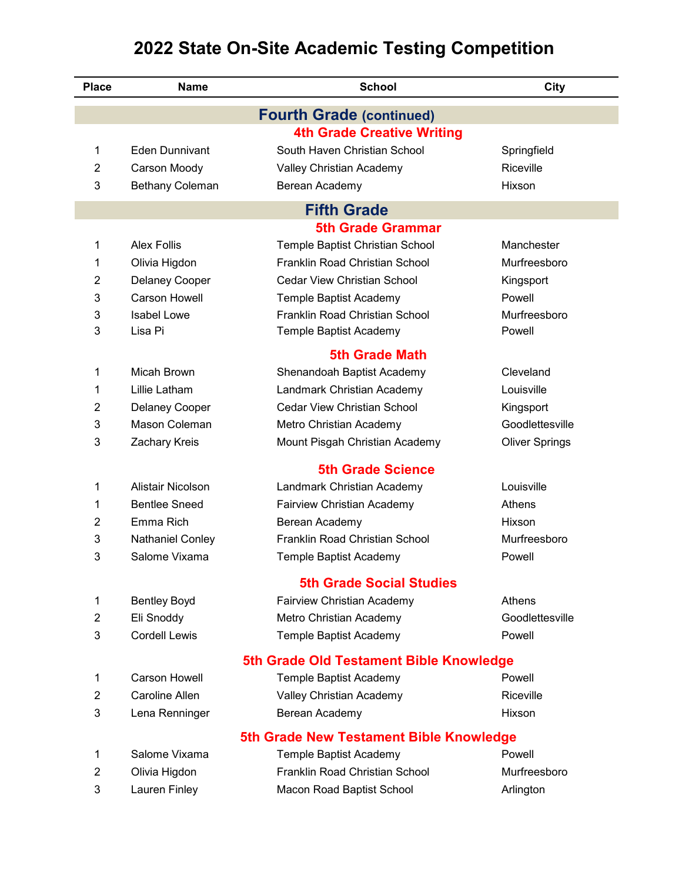# 2022 State On-Site Academic Testing Competition

| Place | Name | School | City |
|---|---|---|---|
| **Fourth Grade (continued)** | | | |
| **4th Grade Creative Writing** | | | |
| 1 | Eden Dunnivant | South Haven Christian School | Springfield |
| 2 | Carson Moody | Valley Christian Academy | Riceville |
| 3 | Bethany Coleman | Berean Academy | Hixson |
| **Fifth Grade** | | | |
| **5th Grade Grammar** | | | |
| 1 | Alex Follis | Temple Baptist Christian School | Manchester |
| 1 | Olivia Higdon | Franklin Road Christian School | Murfreesboro |
| 2 | Delaney Cooper | Cedar View Christian School | Kingsport |
| 3 | Carson Howell | Temple Baptist Academy | Powell |
| 3 | Isabel Lowe | Franklin Road Christian School | Murfreesboro |
| 3 | Lisa Pi | Temple Baptist Academy | Powell |
| **5th Grade Math** | | | |
| 1 | Micah Brown | Shenandoah Baptist Academy | Cleveland |
| 1 | Lillie Latham | Landmark Christian Academy | Louisville |
| 2 | Delaney Cooper | Cedar View Christian School | Kingsport |
| 3 | Mason Coleman | Metro Christian Academy | Goodlettesville |
| 3 | Zachary Kreis | Mount Pisgah Christian Academy | Oliver Springs |
| **5th Grade Science** | | | |
| 1 | Alistair Nicolson | Landmark Christian Academy | Louisville |
| 1 | Bentlee Sneed | Fairview Christian Academy | Athens |
| 2 | Emma Rich | Berean Academy | Hixson |
| 3 | Nathaniel Conley | Franklin Road Christian School | Murfreesboro |
| 3 | Salome Vixama | Temple Baptist Academy | Powell |
| **5th Grade Social Studies** | | | |
| 1 | Bentley Boyd | Fairview Christian Academy | Athens |
| 2 | Eli Snoddy | Metro Christian Academy | Goodlettesville |
| 3 | Cordell Lewis | Temple Baptist Academy | Powell |
| **5th Grade Old Testament Bible Knowledge** | | | |
| 1 | Carson Howell | Temple Baptist Academy | Powell |
| 2 | Caroline Allen | Valley Christian Academy | Riceville |
| 3 | Lena Renninger | Berean Academy | Hixson |
| **5th Grade New Testament Bible Knowledge** | | | |
| 1 | Salome Vixama | Temple Baptist Academy | Powell |
| 2 | Olivia Higdon | Franklin Road Christian School | Murfreesboro |
| 3 | Lauren Finley | Macon Road Baptist School | Arlington |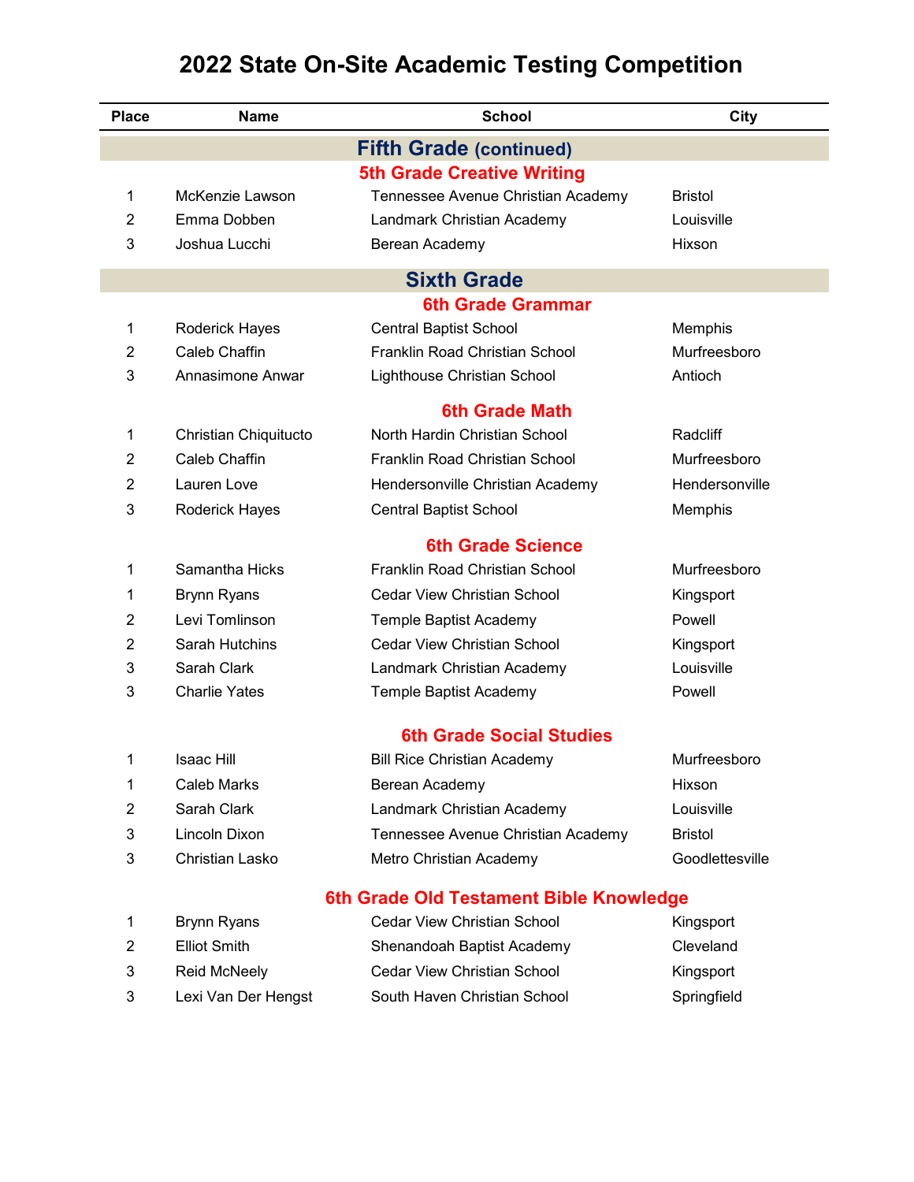# 2022 State On-Site Academic Testing Competition

| Place | Name | School | City |
| --- | --- | --- | --- |
| | | **Fifth Grade (continued)** | |
| | | **5th Grade Creative Writing** | |
| 1 | McKenzie Lawson | Tennessee Avenue Christian Academy | Bristol |
| 2 | Emma Dobben | Landmark Christian Academy | Louisville |
| 3 | Joshua Lucchi | Berean Academy | Hixson |
| | | **Sixth Grade** | |
| | | **6th Grade Grammar** | |
| 1 | Roderick Hayes | Central Baptist School | Memphis |
| 2 | Caleb Chaffin | Franklin Road Christian School | Murfreesboro |
| 3 | Annasimone Anwar | Lighthouse Christian School | Antioch |
| | | **6th Grade Math** | |
| 1 | Christian Chiquitucto | North Hardin Christian School | Radcliff |
| 2 | Caleb Chaffin | Franklin Road Christian School | Murfreesboro |
| 2 | Lauren Love | Hendersonville Christian Academy | Hendersonville |
| 3 | Roderick Hayes | Central Baptist School | Memphis |
| | | **6th Grade Science** | |
| 1 | Samantha Hicks | Franklin Road Christian School | Murfreesboro |
| 1 | Brynn Ryans | Cedar View Christian School | Kingsport |
| 2 | Levi Tomlinson | Temple Baptist Academy | Powell |
| 2 | Sarah Hutchins | Cedar View Christian School | Kingsport |
| 3 | Sarah Clark | Landmark Christian Academy | Louisville |
| 3 | Charlie Yates | Temple Baptist Academy | Powell |
| | | **6th Grade Social Studies** | |
| 1 | Isaac Hill | Bill Rice Christian Academy | Murfreesboro |
| 1 | Caleb Marks | Berean Academy | Hixson |
| 2 | Sarah Clark | Landmark Christian Academy | Louisville |
| 3 | Lincoln Dixon | Tennessee Avenue Christian Academy | Bristol |
| 3 | Christian Lasko | Metro Christian Academy | Goodlettesville |
| | | **6th Grade Old Testament Bible Knowledge** | |
| 1 | Brynn Ryans | Cedar View Christian School | Kingsport |
| 2 | Elliot Smith | Shenandoah Baptist Academy | Cleveland |
| 3 | Reid McNeely | Cedar View Christian School | Kingsport |
| 3 | Lexi Van Der Hengst | South Haven Christian School | Springfield |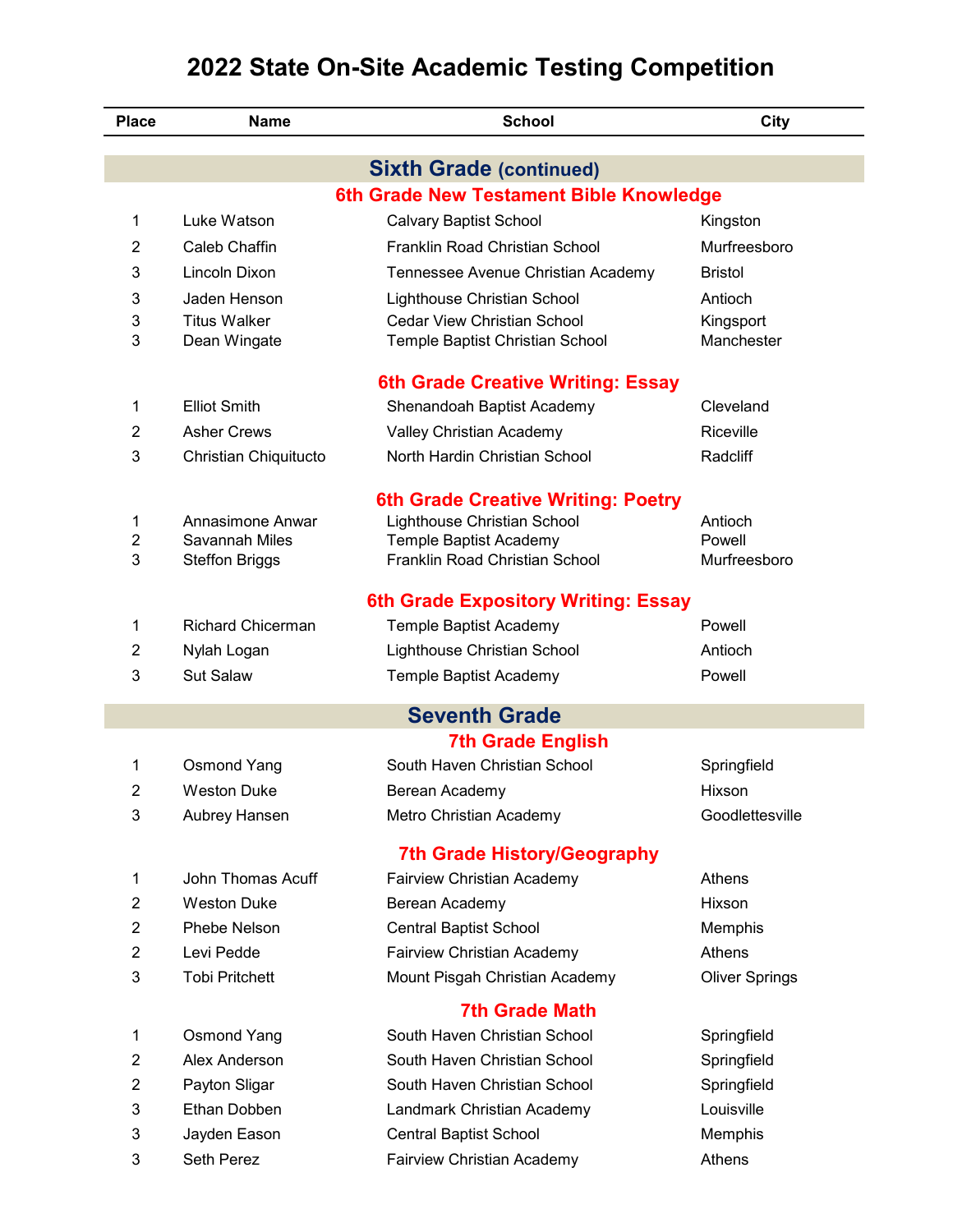# 2022 State On-Site Academic Testing Competition

| Place | Name | School | City |
|---|---|---|---|
| | **Sixth Grade (continued)** | | |
| | **6th Grade New Testament Bible Knowledge** | | |
| 1 | Luke Watson | Calvary Baptist School | Kingston |
| 2 | Caleb Chaffin | Franklin Road Christian School | Murfreesboro |
| 3 | Lincoln Dixon | Tennessee Avenue Christian Academy | Bristol |
| 3 | Jaden Henson | Lighthouse Christian School | Antioch |
| 3 | Titus Walker | Cedar View Christian School | Kingsport |
| 3 | Dean Wingate | Temple Baptist Christian School | Manchester |
| | **6th Grade Creative Writing: Essay** | | |
| 1 | Elliot Smith | Shenandoah Baptist Academy | Cleveland |
| 2 | Asher Crews | Valley Christian Academy | Riceville |
| 3 | Christian Chiquitucto | North Hardin Christian School | Radcliff |
| | **6th Grade Creative Writing: Poetry** | | |
| 1 | Annasimone Anwar | Lighthouse Christian School | Antioch |
| 2 | Savannah Miles | Temple Baptist Academy | Powell |
| 3 | Steffon Briggs | Franklin Road Christian School | Murfreesboro |
| | **6th Grade Expository Writing: Essay** | | |
| 1 | Richard Chicerman | Temple Baptist Academy | Powell |
| 2 | Nylah Logan | Lighthouse Christian School | Antioch |
| 3 | Sut Salaw | Temple Baptist Academy | Powell |
| | **Seventh Grade** | | |
| | **7th Grade English** | | |
| 1 | Osmond Yang | South Haven Christian School | Springfield |
| 2 | Weston Duke | Berean Academy | Hixson |
| 3 | Aubrey Hansen | Metro Christian Academy | Goodlettesville |
| | **7th Grade History/Geography** | | |
| 1 | John Thomas Acuff | Fairview Christian Academy | Athens |
| 2 | Weston Duke | Berean Academy | Hixson |
| 2 | Phebe Nelson | Central Baptist School | Memphis |
| 2 | Levi Pedde | Fairview Christian Academy | Athens |
| 3 | Tobi Pritchett | Mount Pisgah Christian Academy | Oliver Springs |
| | **7th Grade Math** | | |
| 1 | Osmond Yang | South Haven Christian School | Springfield |
| 2 | Alex Anderson | South Haven Christian School | Springfield |
| 2 | Payton Sligar | South Haven Christian School | Springfield |
| 3 | Ethan Dobben | Landmark Christian Academy | Louisville |
| 3 | Jayden Eason | Central Baptist School | Memphis |
| 3 | Seth Perez | Fairview Christian Academy | Athens |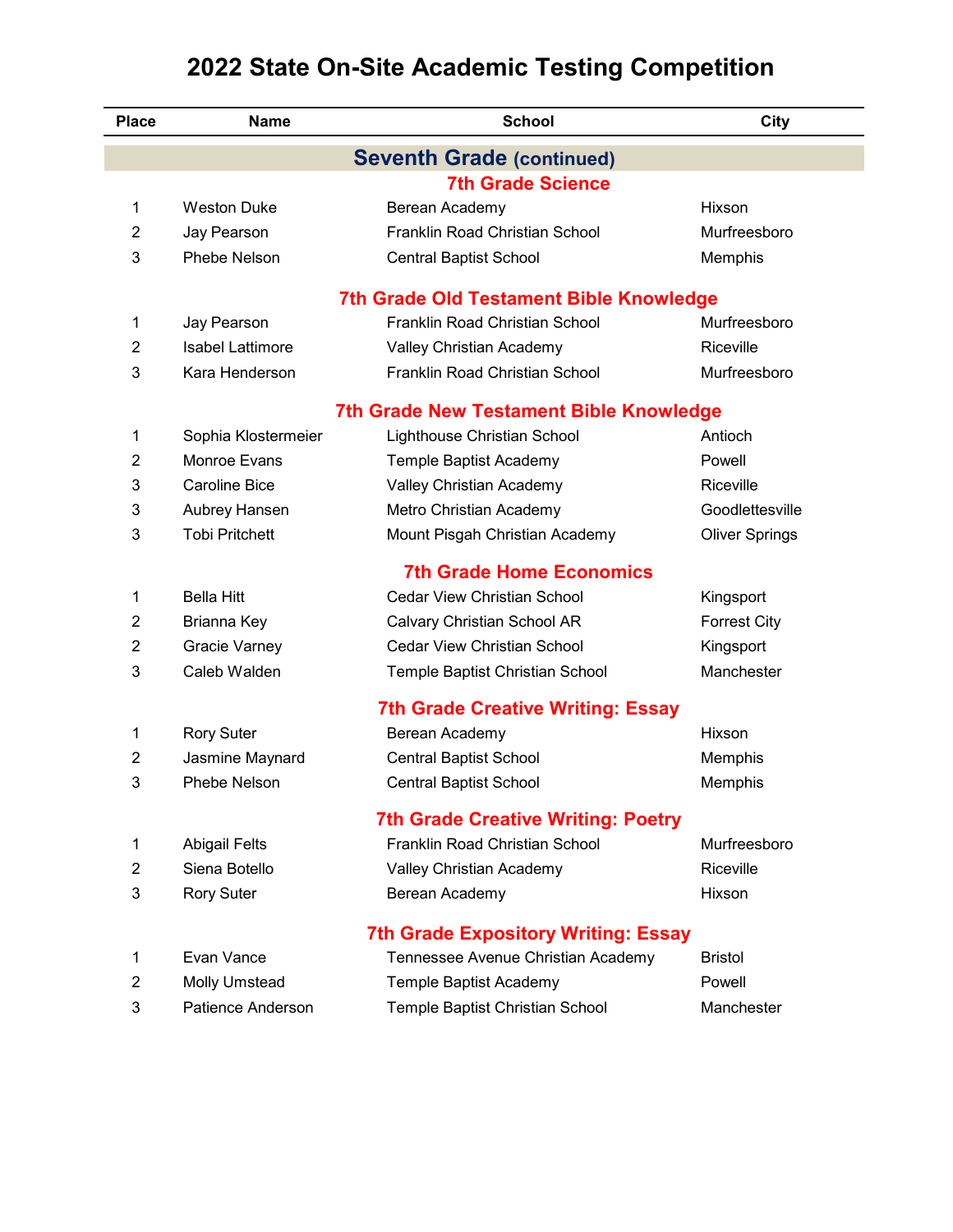# 2022 State On-Site Academic Testing Competition

| Place | Name | School | City |
|---|---|---|---|
| **Seventh Grade (continued)** | | | |
| **7th Grade Science** | | | |
| 1 | Weston Duke | Berean Academy | Hixson |
| 2 | Jay Pearson | Franklin Road Christian School | Murfreesboro |
| 3 | Phebe Nelson | Central Baptist School | Memphis |
| **7th Grade Old Testament Bible Knowledge** | | | |
| 1 | Jay Pearson | Franklin Road Christian School | Murfreesboro |
| 2 | Isabel Lattimore | Valley Christian Academy | Riceville |
| 3 | Kara Henderson | Franklin Road Christian School | Murfreesboro |
| **7th Grade New Testament Bible Knowledge** | | | |
| 1 | Sophia Klostermeier | Lighthouse Christian School | Antioch |
| 2 | Monroe Evans | Temple Baptist Academy | Powell |
| 3 | Caroline Bice | Valley Christian Academy | Riceville |
| 3 | Aubrey Hansen | Metro Christian Academy | Goodlettesville |
| 3 | Tobi Pritchett | Mount Pisgah Christian Academy | Oliver Springs |
| **7th Grade Home Economics** | | | |
| 1 | Bella Hitt | Cedar View Christian School | Kingsport |
| 2 | Brianna Key | Calvary Christian School AR | Forrest City |
| 2 | Gracie Varney | Cedar View Christian School | Kingsport |
| 3 | Caleb Walden | Temple Baptist Christian School | Manchester |
| **7th Grade Creative Writing: Essay** | | | |
| 1 | Rory Suter | Berean Academy | Hixson |
| 2 | Jasmine Maynard | Central Baptist School | Memphis |
| 3 | Phebe Nelson | Central Baptist School | Memphis |
| **7th Grade Creative Writing: Poetry** | | | |
| 1 | Abigail Felts | Franklin Road Christian School | Murfreesboro |
| 2 | Siena Botello | Valley Christian Academy | Riceville |
| 3 | Rory Suter | Berean Academy | Hixson |
| **7th Grade Expository Writing: Essay** | | | |
| 1 | Evan Vance | Tennessee Avenue Christian Academy | Bristol |
| 2 | Molly Umstead | Temple Baptist Academy | Powell |
| 3 | Patience Anderson | Temple Baptist Christian School | Manchester |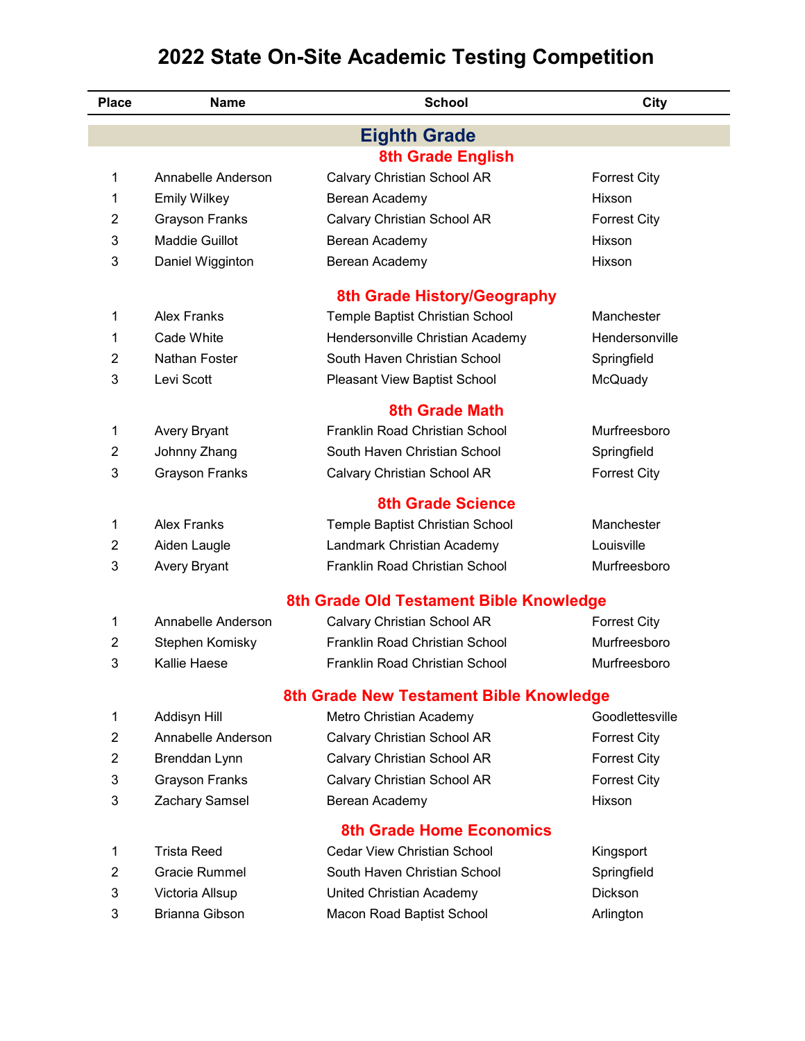# 2022 State On-Site Academic Testing Competition

| Place | Name | School | City |
|---|---|---|---|

## Eighth Grade

### 8th Grade English

| Place | Name | School | City |
|---|---|---|---|
| 1 | Annabelle Anderson | Calvary Christian School AR | Forrest City |
| 1 | Emily Wilkey | Berean Academy | Hixson |
| 2 | Grayson Franks | Calvary Christian School AR | Forrest City |
| 3 | Maddie Guillot | Berean Academy | Hixson |
| 3 | Daniel Wigginton | Berean Academy | Hixson |

### 8th Grade History/Geography

| Place | Name | School | City |
|---|---|---|---|
| 1 | Alex Franks | Temple Baptist Christian School | Manchester |
| 1 | Cade White | Hendersonville Christian Academy | Hendersonville |
| 2 | Nathan Foster | South Haven Christian School | Springfield |
| 3 | Levi Scott | Pleasant View Baptist School | McQuady |

### 8th Grade Math

| Place | Name | School | City |
|---|---|---|---|
| 1 | Avery Bryant | Franklin Road Christian School | Murfreesboro |
| 2 | Johnny Zhang | South Haven Christian School | Springfield |
| 3 | Grayson Franks | Calvary Christian School AR | Forrest City |

### 8th Grade Science

| Place | Name | School | City |
|---|---|---|---|
| 1 | Alex Franks | Temple Baptist Christian School | Manchester |
| 2 | Aiden Laugle | Landmark Christian Academy | Louisville |
| 3 | Avery Bryant | Franklin Road Christian School | Murfreesboro |

### 8th Grade Old Testament Bible Knowledge

| Place | Name | School | City |
|---|---|---|---|
| 1 | Annabelle Anderson | Calvary Christian School AR | Forrest City |
| 2 | Stephen Komisky | Franklin Road Christian School | Murfreesboro |
| 3 | Kallie Haese | Franklin Road Christian School | Murfreesboro |

### 8th Grade New Testament Bible Knowledge

| Place | Name | School | City |
|---|---|---|---|
| 1 | Addisyn Hill | Metro Christian Academy | Goodlettesville |
| 2 | Annabelle Anderson | Calvary Christian School AR | Forrest City |
| 2 | Brenddan Lynn | Calvary Christian School AR | Forrest City |
| 3 | Grayson Franks | Calvary Christian School AR | Forrest City |
| 3 | Zachary Samsel | Berean Academy | Hixson |

### 8th Grade Home Economics

| Place | Name | School | City |
|---|---|---|---|
| 1 | Trista Reed | Cedar View Christian School | Kingsport |
| 2 | Gracie Rummel | South Haven Christian School | Springfield |
| 3 | Victoria Allsup | United Christian Academy | Dickson |
| 3 | Brianna Gibson | Macon Road Baptist School | Arlington |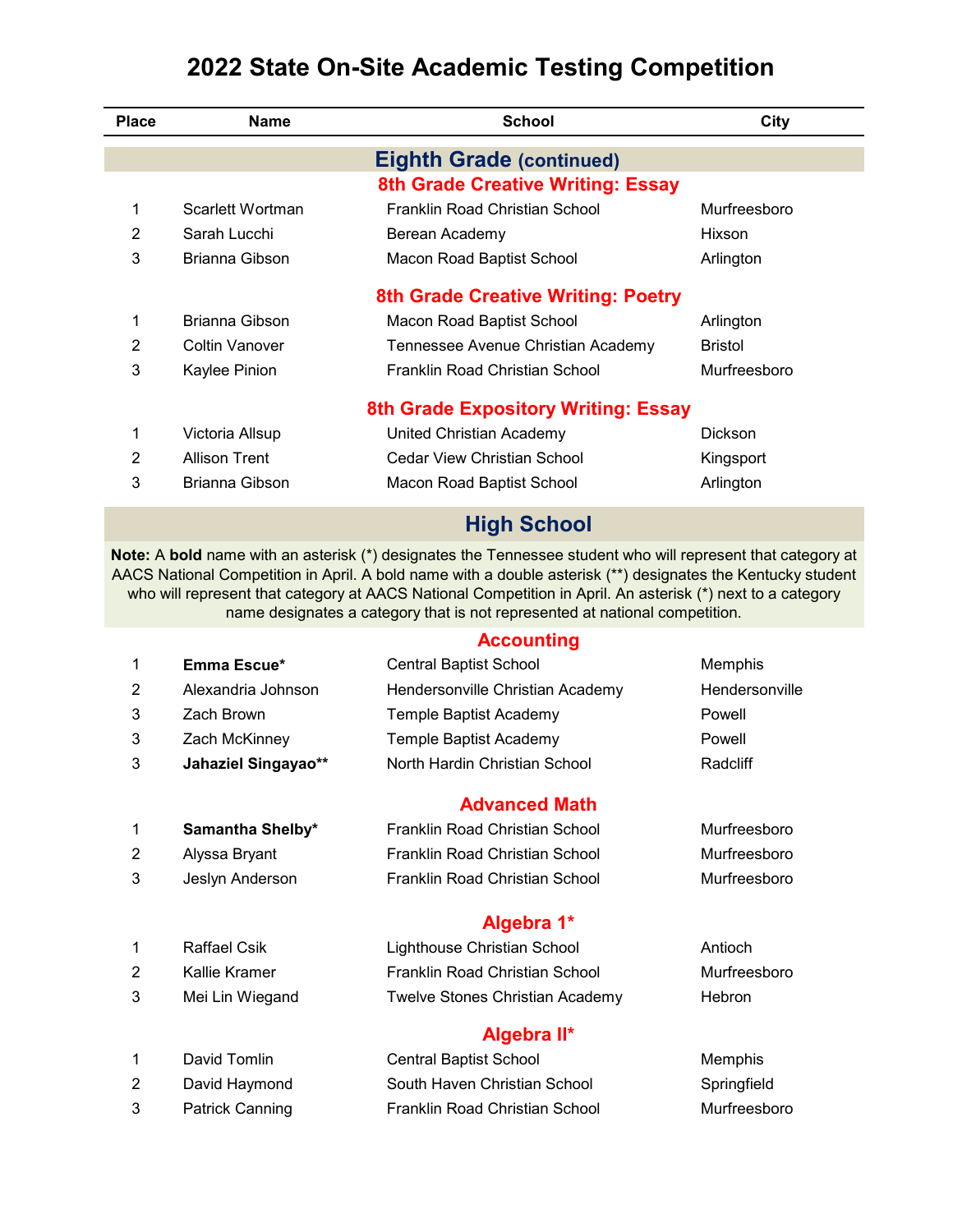# 2022 State On-Site Academic Testing Competition

| Place | Name | School | City |
|---|---|---|---|

## Eighth Grade (continued)

### 8th Grade Creative Writing: Essay

| Place | Name | School | City |
|---|---|---|---|
| 1 | Scarlett Wortman | Franklin Road Christian School | Murfreesboro |
| 2 | Sarah Lucchi | Berean Academy | Hixson |
| 3 | Brianna Gibson | Macon Road Baptist School | Arlington |

### 8th Grade Creative Writing: Poetry

| Place | Name | School | City |
|---|---|---|---|
| 1 | Brianna Gibson | Macon Road Baptist School | Arlington |
| 2 | Coltin Vanover | Tennessee Avenue Christian Academy | Bristol |
| 3 | Kaylee Pinion | Franklin Road Christian School | Murfreesboro |

### 8th Grade Expository Writing: Essay

| Place | Name | School | City |
|---|---|---|---|
| 1 | Victoria Allsup | United Christian Academy | Dickson |
| 2 | Allison Trent | Cedar View Christian School | Kingsport |
| 3 | Brianna Gibson | Macon Road Baptist School | Arlington |

## High School

**Note:** A **bold** name with an asterisk (*) designates the Tennessee student who will represent that category at AACS National Competition in April. A bold name with a double asterisk (**) designates the Kentucky student who will represent that category at AACS National Competition in April. An asterisk (*) next to a category name designates a category that is not represented at national competition.

### Accounting

| Place | Name | School | City |
|---|---|---|---|
| 1 | **Emma Escue*** | Central Baptist School | Memphis |
| 2 | Alexandria Johnson | Hendersonville Christian Academy | Hendersonville |
| 3 | Zach Brown | Temple Baptist Academy | Powell |
| 3 | Zach McKinney | Temple Baptist Academy | Powell |
| 3 | **Jahaziel Singayao**** | North Hardin Christian School | Radcliff |

### Advanced Math

| Place | Name | School | City |
|---|---|---|---|
| 1 | **Samantha Shelby*** | Franklin Road Christian School | Murfreesboro |
| 2 | Alyssa Bryant | Franklin Road Christian School | Murfreesboro |
| 3 | Jeslyn Anderson | Franklin Road Christian School | Murfreesboro |

### Algebra 1*

| Place | Name | School | City |
|---|---|---|---|
| 1 | Raffael Csik | Lighthouse Christian School | Antioch |
| 2 | Kallie Kramer | Franklin Road Christian School | Murfreesboro |
| 3 | Mei Lin Wiegand | Twelve Stones Christian Academy | Hebron |

### Algebra II*

| Place | Name | School | City |
|---|---|---|---|
| 1 | David Tomlin | Central Baptist School | Memphis |
| 2 | David Haymond | South Haven Christian School | Springfield |
| 3 | Patrick Canning | Franklin Road Christian School | Murfreesboro |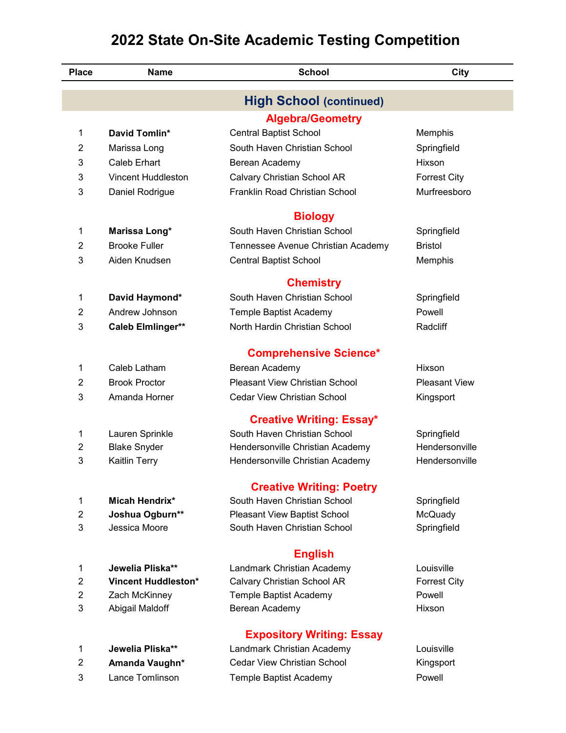# 2022 State On-Site Academic Testing Competition

## High School (continued)

### Algebra/Geometry

| Place | Name | School | City |
|---|---|---|---|
| 1 | **David Tomlin*** | Central Baptist School | Memphis |
| 2 | Marissa Long | South Haven Christian School | Springfield |
| 3 | Caleb Erhart | Berean Academy | Hixson |
| 3 | Vincent Huddleston | Calvary Christian School AR | Forrest City |
| 3 | Daniel Rodrigue | Franklin Road Christian School | Murfreesboro |

### Biology

| Place | Name | School | City |
|---|---|---|---|
| 1 | **Marissa Long*** | South Haven Christian School | Springfield |
| 2 | Brooke Fuller | Tennessee Avenue Christian Academy | Bristol |
| 3 | Aiden Knudsen | Central Baptist School | Memphis |

### Chemistry

| Place | Name | School | City |
|---|---|---|---|
| 1 | **David Haymond*** | South Haven Christian School | Springfield |
| 2 | Andrew Johnson | Temple Baptist Academy | Powell |
| 3 | **Caleb Elmlinger**** | North Hardin Christian School | Radcliff |

### Comprehensive Science*

| Place | Name | School | City |
|---|---|---|---|
| 1 | Caleb Latham | Berean Academy | Hixson |
| 2 | Brook Proctor | Pleasant View Christian School | Pleasant View |
| 3 | Amanda Horner | Cedar View Christian School | Kingsport |

### Creative Writing: Essay*

| Place | Name | School | City |
|---|---|---|---|
| 1 | Lauren Sprinkle | South Haven Christian School | Springfield |
| 2 | Blake Snyder | Hendersonville Christian Academy | Hendersonville |
| 3 | Kaitlin Terry | Hendersonville Christian Academy | Hendersonville |

### Creative Writing: Poetry

| Place | Name | School | City |
|---|---|---|---|
| 1 | **Micah Hendrix*** | South Haven Christian School | Springfield |
| 2 | **Joshua Ogburn**** | Pleasant View Baptist School | McQuady |
| 3 | Jessica Moore | South Haven Christian School | Springfield |

### English

| Place | Name | School | City |
|---|---|---|---|
| 1 | **Jewelia Pliska**** | Landmark Christian Academy | Louisville |
| 2 | **Vincent Huddleston*** | Calvary Christian School AR | Forrest City |
| 2 | Zach McKinney | Temple Baptist Academy | Powell |
| 3 | Abigail Maldoff | Berean Academy | Hixson |

### Expository Writing: Essay

| Place | Name | School | City |
|---|---|---|---|
| 1 | **Jewelia Pliska**** | Landmark Christian Academy | Louisville |
| 2 | **Amanda Vaughn*** | Cedar View Christian School | Kingsport |
| 3 | Lance Tomlinson | Temple Baptist Academy | Powell |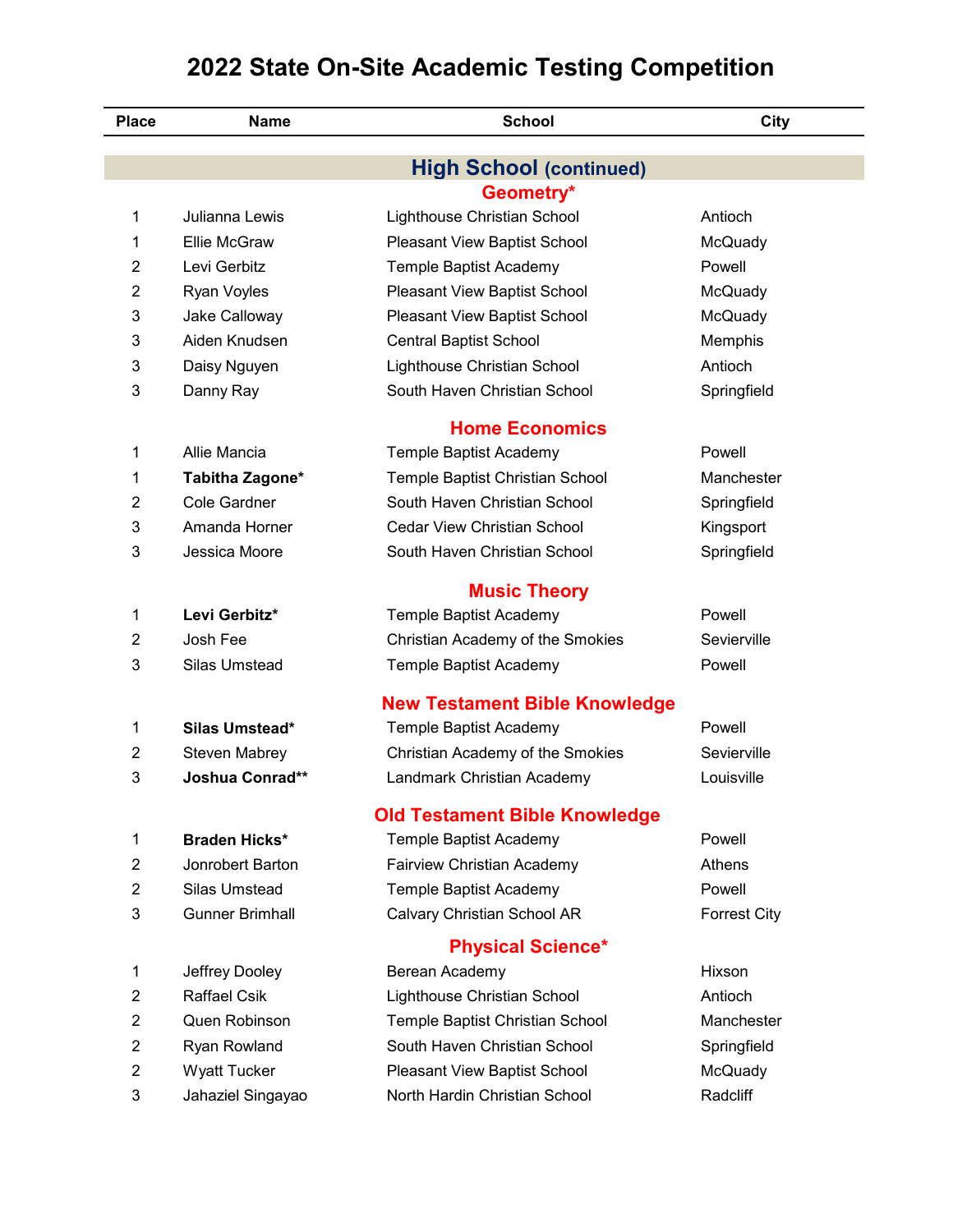# 2022 State On-Site Academic Testing Competition

## High School (continued)

### Geometry*

| Place | Name | School | City |
|---|---|---|---|
| 1 | Julianna Lewis | Lighthouse Christian School | Antioch |
| 1 | Ellie McGraw | Pleasant View Baptist School | McQuady |
| 2 | Levi Gerbitz | Temple Baptist Academy | Powell |
| 2 | Ryan Voyles | Pleasant View Baptist School | McQuady |
| 3 | Jake Calloway | Pleasant View Baptist School | McQuady |
| 3 | Aiden Knudsen | Central Baptist School | Memphis |
| 3 | Daisy Nguyen | Lighthouse Christian School | Antioch |
| 3 | Danny Ray | South Haven Christian School | Springfield |

### Home Economics

| Place | Name | School | City |
|---|---|---|---|
| 1 | Allie Mancia | Temple Baptist Academy | Powell |
| 1 | **Tabitha Zagone*** | Temple Baptist Christian School | Manchester |
| 2 | Cole Gardner | South Haven Christian School | Springfield |
| 3 | Amanda Horner | Cedar View Christian School | Kingsport |
| 3 | Jessica Moore | South Haven Christian School | Springfield |

### Music Theory

| Place | Name | School | City |
|---|---|---|---|
| 1 | **Levi Gerbitz*** | Temple Baptist Academy | Powell |
| 2 | Josh Fee | Christian Academy of the Smokies | Sevierville |
| 3 | Silas Umstead | Temple Baptist Academy | Powell |

### New Testament Bible Knowledge

| Place | Name | School | City |
|---|---|---|---|
| 1 | **Silas Umstead*** | Temple Baptist Academy | Powell |
| 2 | Steven Mabrey | Christian Academy of the Smokies | Sevierville |
| 3 | **Joshua Conrad**** | Landmark Christian Academy | Louisville |

### Old Testament Bible Knowledge

| Place | Name | School | City |
|---|---|---|---|
| 1 | **Braden Hicks*** | Temple Baptist Academy | Powell |
| 2 | Jonrobert Barton | Fairview Christian Academy | Athens |
| 2 | Silas Umstead | Temple Baptist Academy | Powell |
| 3 | Gunner Brimhall | Calvary Christian School AR | Forrest City |

### Physical Science*

| Place | Name | School | City |
|---|---|---|---|
| 1 | Jeffrey Dooley | Berean Academy | Hixson |
| 2 | Raffael Csik | Lighthouse Christian School | Antioch |
| 2 | Quen Robinson | Temple Baptist Christian School | Manchester |
| 2 | Ryan Rowland | South Haven Christian School | Springfield |
| 2 | Wyatt Tucker | Pleasant View Baptist School | McQuady |
| 3 | Jahaziel Singayao | North Hardin Christian School | Radcliff |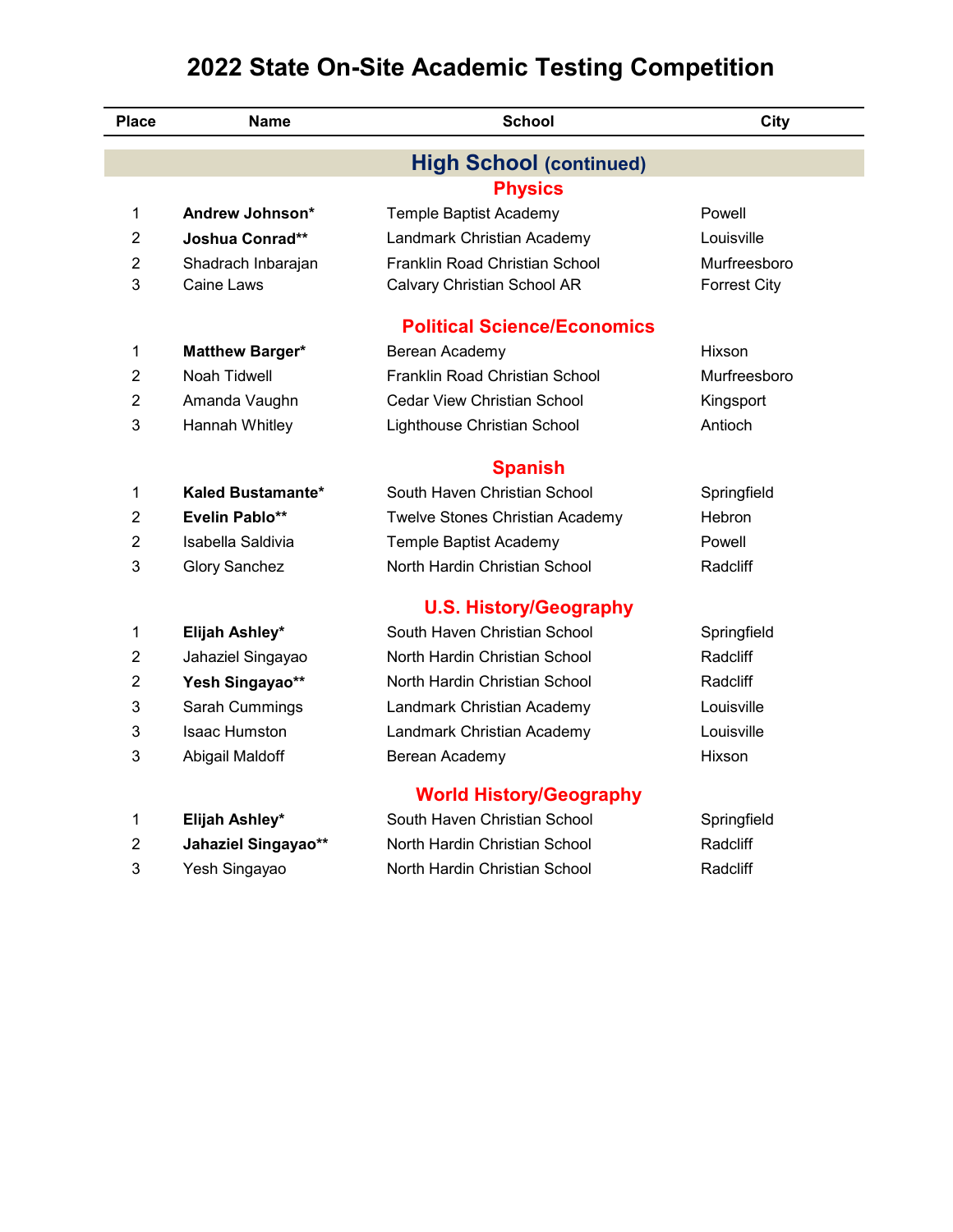# 2022 State On-Site Academic Testing Competition

| Place | Name | School | City |
| --- | --- | --- | --- |
| **High School (continued)** | | | |
| **Physics** | | | |
| 1 | **Andrew Johnson*** | Temple Baptist Academy | Powell |
| 2 | **Joshua Conrad**** | Landmark Christian Academy | Louisville |
| 2 | Shadrach Inbarajan | Franklin Road Christian School | Murfreesboro |
| 3 | Caine Laws | Calvary Christian School AR | Forrest City |
| **Political Science/Economics** | | | |
| 1 | **Matthew Barger*** | Berean Academy | Hixson |
| 2 | Noah Tidwell | Franklin Road Christian School | Murfreesboro |
| 2 | Amanda Vaughn | Cedar View Christian School | Kingsport |
| 3 | Hannah Whitley | Lighthouse Christian School | Antioch |
| **Spanish** | | | |
| 1 | **Kaled Bustamante*** | South Haven Christian School | Springfield |
| 2 | **Evelin Pablo**** | Twelve Stones Christian Academy | Hebron |
| 2 | Isabella Saldivia | Temple Baptist Academy | Powell |
| 3 | Glory Sanchez | North Hardin Christian School | Radcliff |
| **U.S. History/Geography** | | | |
| 1 | **Elijah Ashley*** | South Haven Christian School | Springfield |
| 2 | Jahaziel Singayao | North Hardin Christian School | Radcliff |
| 2 | **Yesh Singayao**** | North Hardin Christian School | Radcliff |
| 3 | Sarah Cummings | Landmark Christian Academy | Louisville |
| 3 | Isaac Humston | Landmark Christian Academy | Louisville |
| 3 | Abigail Maldoff | Berean Academy | Hixson |
| **World History/Geography** | | | |
| 1 | **Elijah Ashley*** | South Haven Christian School | Springfield |
| 2 | **Jahaziel Singayao**** | North Hardin Christian School | Radcliff |
| 3 | Yesh Singayao | North Hardin Christian School | Radcliff |